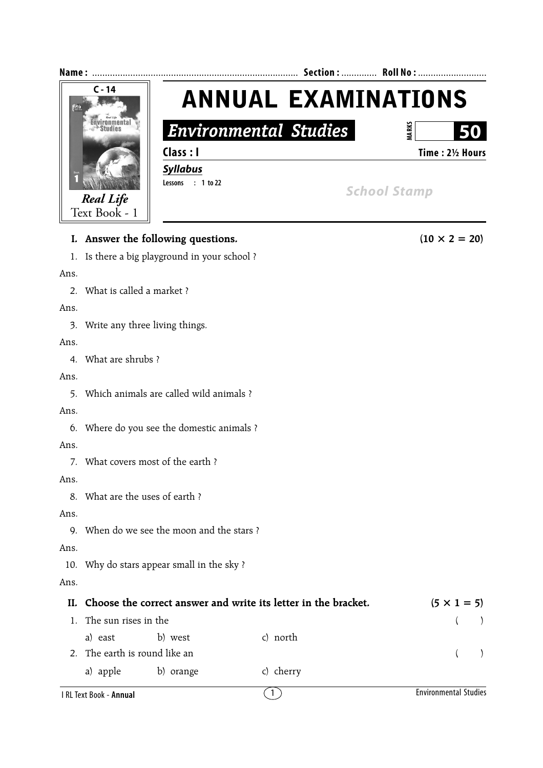Name : ................................................................................ Section : ............. Roll No : ...........................

C - 14

*Real Life* Text Book - 1

# ANNUAL EXAMINATIONS

## *Environmental Studies*

MARKS **50**

**Class : I** **Time : 2½ Hours**

***Syllabus***

**Lessons : 1 to 22**

*School Stamp*

---

### I. Answer the following questions. (10 × 2 = 20)

1. Is there a big playground in your school ?

Ans.

2. What is called a market ?

Ans.

3. Write any three living things.

Ans.

4. What are shrubs ?

Ans.

5. Which animals are called wild animals ?

Ans.

6. Where do you see the domestic animals ?

Ans.

7. What covers most of the earth ?

Ans.

8. What are the uses of earth ?

Ans.

9. When do we see the moon and the stars ?

Ans.

10. Why do stars appear small in the sky ?

Ans.

### II. Choose the correct answer and write its letter in the bracket. (5 × 1 = 5)

1. The sun rises in the ( )

   a) east b) west c) north

2. The earth is round like an ( )

   a) apple b) orange c) cherry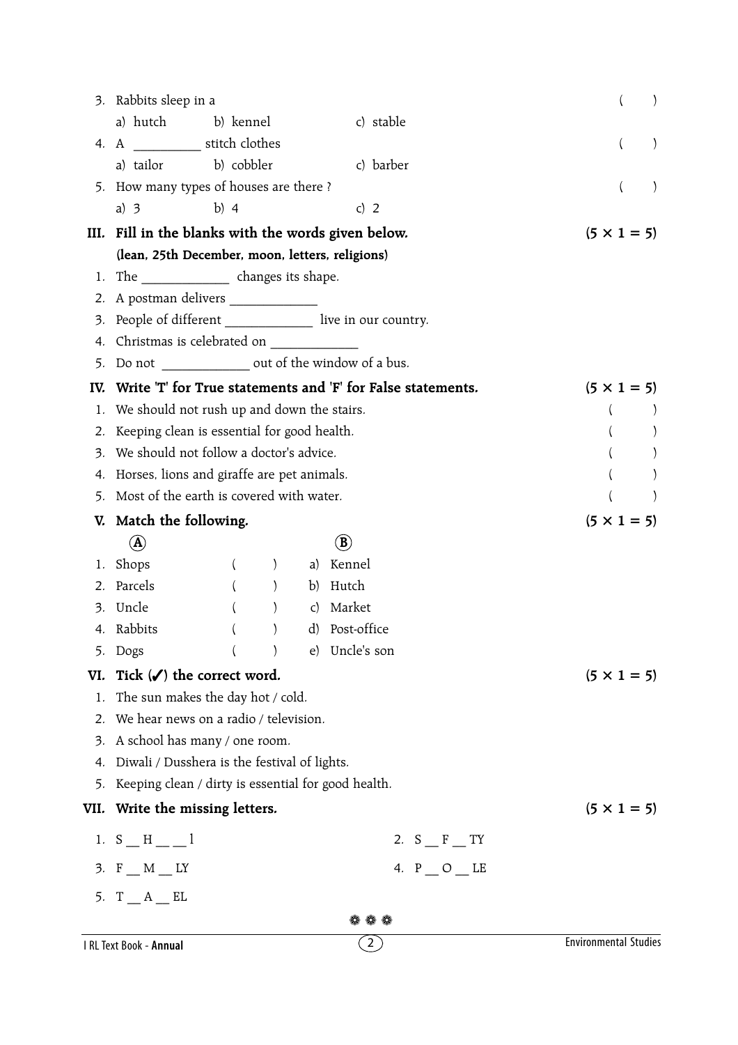3. Rabbits sleep in a ( )

   a) hutch b) kennel c) stable

4. A _________ stitch clothes ( )

   a) tailor b) cobbler c) barber

5. How many types of houses are there ? ( )

   a) 3 b) 4 c) 2

## III. Fill in the blanks with the words given below. (5 × 1 = 5)

**(lean, 25th December, moon, letters, religions)**

1. The ____________ changes its shape.
2. A postman delivers ____________
3. People of different ____________ live in our country.
4. Christmas is celebrated on ____________
5. Do not ____________ out of the window of a bus.

## IV. Write 'T' for True statements and 'F' for False statements. (5 × 1 = 5)

1. We should not rush up and down the stairs. ( )
2. Keeping clean is essential for good health. ( )
3. We should not follow a doctor's advice. ( )
4. Horses, lions and giraffe are pet animals. ( )
5. Most of the earth is covered with water. ( )

## V. Match the following. (5 × 1 = 5)

| A | | B |
|---|---|---|
| 1. Shops | ( ) | a) Kennel |
| 2. Parcels | ( ) | b) Hutch |
| 3. Uncle | ( ) | c) Market |
| 4. Rabbits | ( ) | d) Post-office |
| 5. Dogs | ( ) | e) Uncle's son |

## VI. Tick (✓) the correct word. (5 × 1 = 5)

1. The sun makes the day hot / cold.
2. We hear news on a radio / television.
3. A school has many / one room.
4. Diwali / Dusshera is the festival of lights.
5. Keeping clean / dirty is essential for good health.

## VII. Write the missing letters. (5 × 1 = 5)

1. S __ H __ __ l
2. S __ F __ TY
3. F __ M __ LY
4. P __ O __ LE
5. T __ A __ EL

❁ ❁ ❁